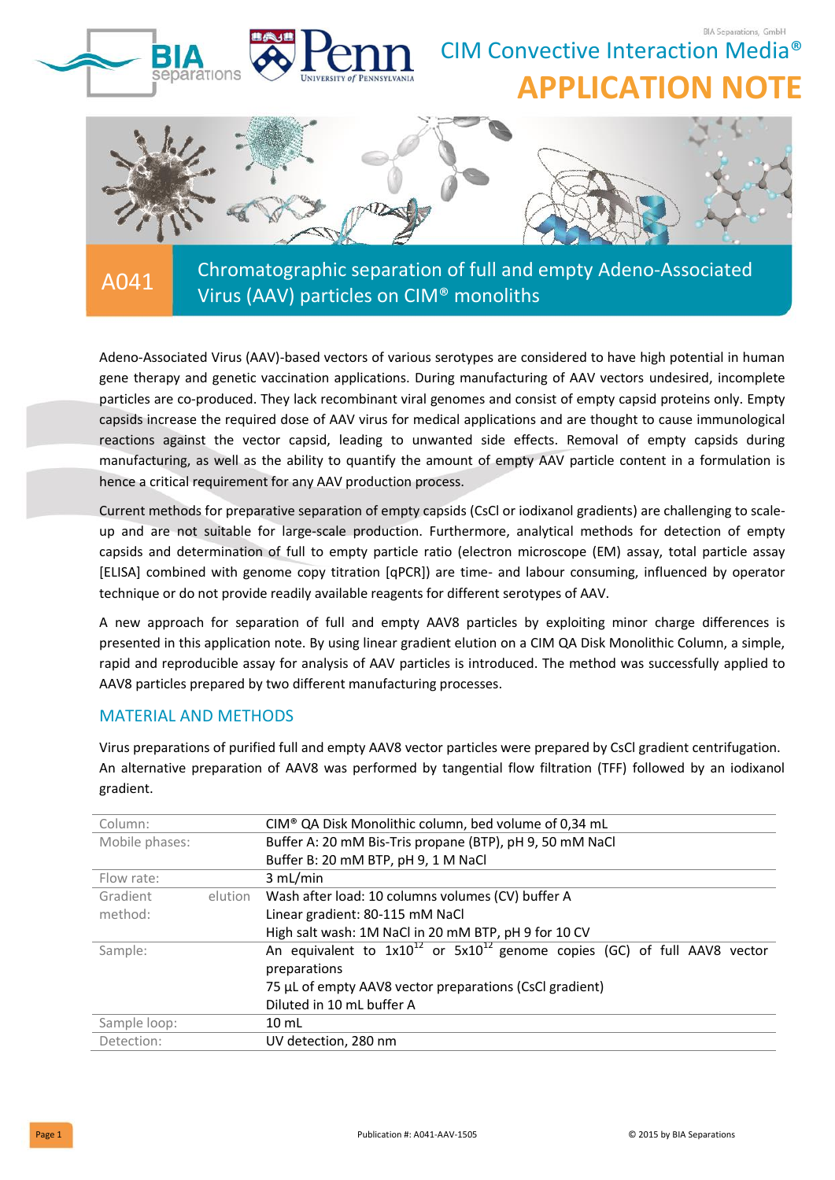CIM Convective Interaction Media®

# APPLICATION NOTE

## A041 Chromatographic separation of full and empty Adeno-Associated Virus (AAV) particles on CIM® monoliths

Adeno-Associated Virus (AAV)-based vectors of various serotypes are considered to have high potential in human gene therapy and genetic vaccination applications. During manufacturing of AAV vectors undesired, incomplete particles are co-produced. They lack recombinant viral genomes and consist of empty capsid proteins only. Empty capsids increase the required dose of AAV virus for medical applications and are thought to cause immunological reactions against the vector capsid, leading to unwanted side effects. Removal of empty capsids during manufacturing, as well as the ability to quantify the amount of empty AAV particle content in a formulation is hence a critical requirement for any AAV production process.

Current methods for preparative separation of empty capsids (CsCl or iodixanol gradients) are challenging to scale-up and are not suitable for large-scale production. Furthermore, analytical methods for detection of empty capsids and determination of full to empty particle ratio (electron microscope (EM) assay, total particle assay [ELISA] combined with genome copy titration [qPCR]) are time- and labour consuming, influenced by operator technique or do not provide readily available reagents for different serotypes of AAV.

A new approach for separation of full and empty AAV8 particles by exploiting minor charge differences is presented in this application note. By using linear gradient elution on a CIM QA Disk Monolithic Column, a simple, rapid and reproducible assay for analysis of AAV particles is introduced. The method was successfully applied to AAV8 particles prepared by two different manufacturing processes.

## MATERIAL AND METHODS

Virus preparations of purified full and empty AAV8 vector particles were prepared by CsCl gradient centrifugation. An alternative preparation of AAV8 was performed by tangential flow filtration (TFF) followed by an iodixanol gradient.

| | |
|---|---|
| Column: | CIM® QA Disk Monolithic column, bed volume of 0,34 mL |
| Mobile phases: | Buffer A: 20 mM Bis-Tris propane (BTP), pH 9, 50 mM NaCl<br>Buffer B: 20 mM BTP, pH 9, 1 M NaCl |
| Flow rate: | 3 mL/min |
| Gradient elution method: | Wash after load: 10 columns volumes (CV) buffer A<br>Linear gradient: 80-115 mM NaCl<br>High salt wash: 1M NaCl in 20 mM BTP, pH 9 for 10 CV |
| Sample: | An equivalent to $1x10^{12}$ or $5x10^{12}$ genome copies (GC) of full AAV8 vector preparations<br>75 µL of empty AAV8 vector preparations (CsCl gradient)<br>Diluted in 10 mL buffer A |
| Sample loop: | 10 mL |
| Detection: | UV detection, 280 nm |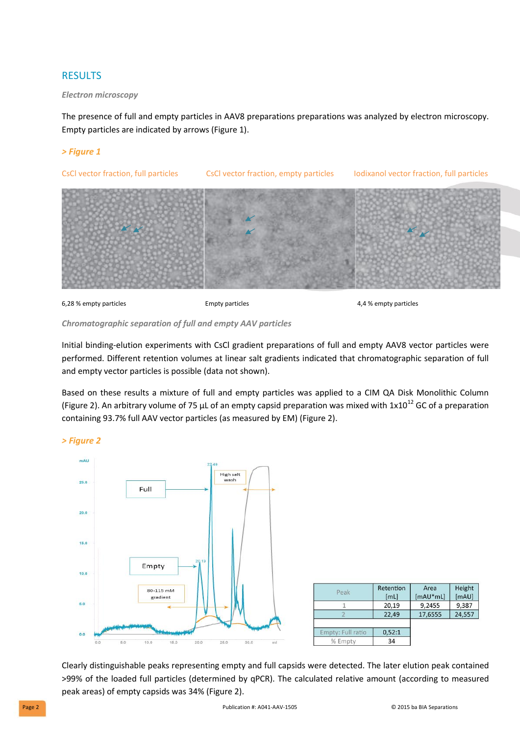## RESULTS

### *Electron microscopy*

The presence of full and empty particles in AAV8 preparations preparations was analyzed by electron microscopy. Empty particles are indicated by arrows (Figure 1).

***> Figure 1***

CsCl vector fraction, full particles — CsCl vector fraction, empty particles — Iodixanol vector fraction, full particles

6,28 % empty particles — Empty particles — 4,4 % empty particles

### *Chromatographic separation of full and empty AAV particles*

Initial binding-elution experiments with CsCl gradient preparations of full and empty AAV8 vector particles were performed. Different retention volumes at linear salt gradients indicated that chromatographic separation of full and empty vector particles is possible (data not shown).

Based on these results a mixture of full and empty particles was applied to a CIM QA Disk Monolithic Column (Figure 2). An arbitrary volume of 75 µL of an empty capsid preparation was mixed with $1x10^{12}$ GC of a preparation containing 93.7% full AAV vector particles (as measured by EM) (Figure 2).

***> Figure 2***

| Peak | Retention [mL] | Area [mAU*mL] | Height [mAU] |
|---|---|---|---|
| 1 | 20,19 | 9,2455 | 9,387 |
| 2 | 22,49 | 17,6555 | 24,557 |
| | | | |
| Empty: Full ratio | 0,52:1 | | |
| % Empty | 34 | | |

Clearly distinguishable peaks representing empty and full capsids were detected. The later elution peak contained >99% of the loaded full particles (determined by qPCR). The calculated relative amount (according to measured peak areas) of empty capsids was 34% (Figure 2).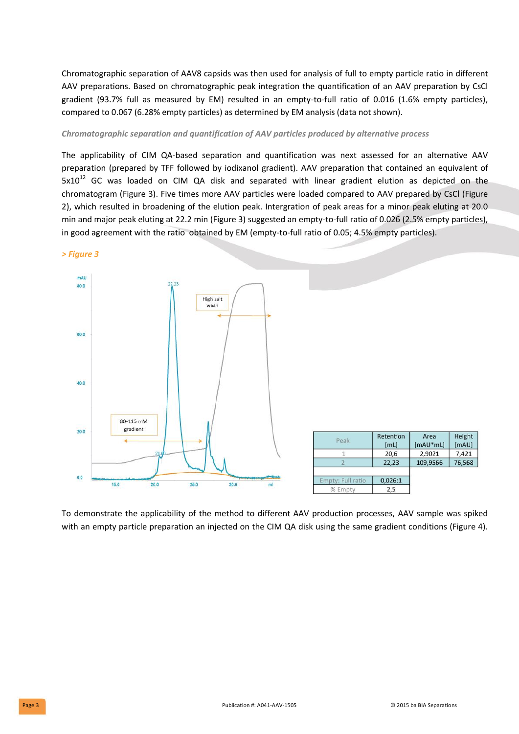Chromatographic separation of AAV8 capsids was then used for analysis of full to empty particle ratio in different AAV preparations. Based on chromatographic peak integration the quantification of an AAV preparation by CsCl gradient (93.7% full as measured by EM) resulted in an empty-to-full ratio of 0.016 (1.6% empty particles), compared to 0.067 (6.28% empty particles) as determined by EM analysis (data not shown).

### *Chromatographic separation and quantification of AAV particles produced by alternative process*

The applicability of CIM QA-based separation and quantification was next assessed for an alternative AAV preparation (prepared by TFF followed by iodixanol gradient). AAV preparation that contained an equivalent of $5x10^{12}$ GC was loaded on CIM QA disk and separated with linear gradient elution as depicted on the chromatogram (Figure 3). Five times more AAV particles were loaded compared to AAV prepared by CsCl (Figure 2), which resulted in broadening of the elution peak. Intergration of peak areas for a minor peak eluting at 20.0 min and major peak eluting at 22.2 min (Figure 3) suggested an empty-to-full ratio of 0.026 (2.5% empty particles), in good agreement with the ratio obtained by EM (empty-to-full ratio of 0.05; 4.5% empty particles).

*> Figure 3*

| Peak | Retention [mL] | Area [mAU*mL] | Height [mAU] |
|---|---|---|---|
| 1 | 20,6 | 2,9021 | 7,421 |
| 2 | 22,23 | 109,9566 | 76,568 |
| | | | |
| Empty: Full ratio | 0,026:1 | | |
| % Empty | 2,5 | | |

To demonstrate the applicability of the method to different AAV production processes, AAV sample was spiked with an empty particle preparation an injected on the CIM QA disk using the same gradient conditions (Figure 4).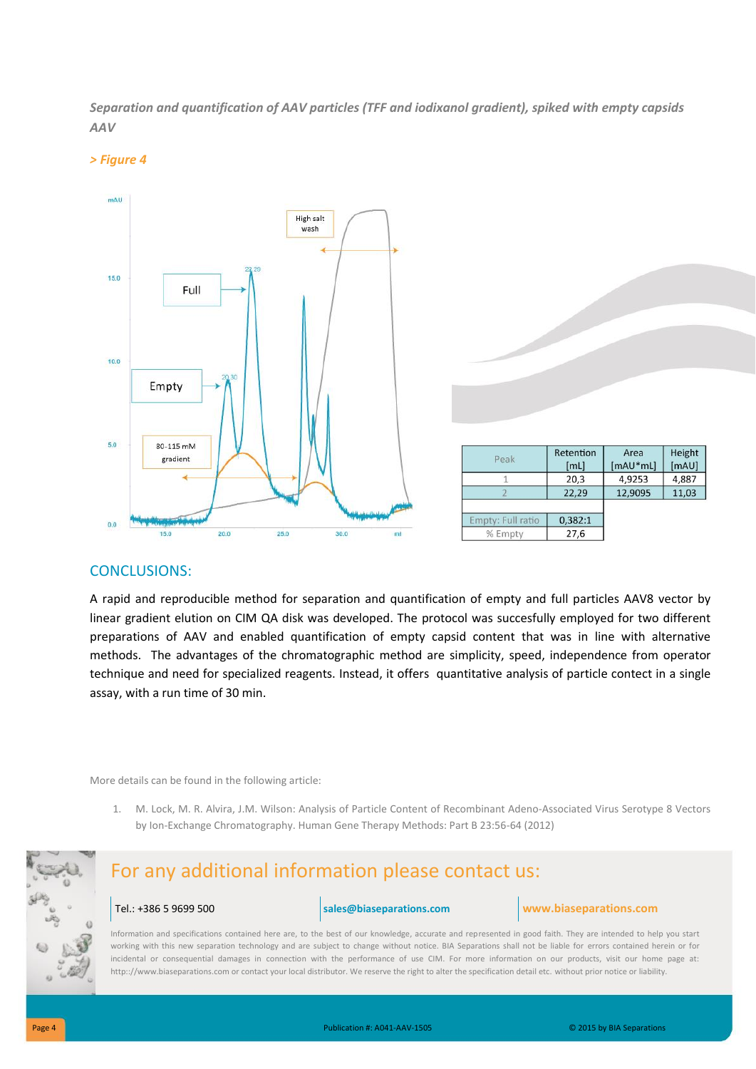*Separation and quantification of AAV particles (TFF and iodixanol gradient), spiked with empty capsids AAV*

***> Figure 4***

mAU

15.0

10.0

5.0

0.0

15.0

20.0

25.0

30.0

ml

High salt wash

Full

22.29

Empty

20.30

80-115 mM gradient

| Peak | Retention [mL] | Area [mAU*mL] | Height [mAU] |
|---|---|---|---|
| 1 | 20,3 | 4,9253 | 4,887 |
| 2 | 22,29 | 12,9095 | 11,03 |
| | | | |
| Empty: Full ratio | 0,382:1 | | |
| % Empty | 27,6 | | |

## CONCLUSIONS:

A rapid and reproducible method for separation and quantification of empty and full particles AAV8 vector by linear gradient elution on CIM QA disk was developed. The protocol was succesfully employed for two different preparations of AAV and enabled quantification of empty capsid content that was in line with alternative methods. The advantages of the chromatographic method are simplicity, speed, independence from operator technique and need for specialized reagents. Instead, it offers quantitative analysis of particle contect in a single assay, with a run time of 30 min.

More details can be found in the following article:

1. M. Lock, M. R. Alvira, J.M. Wilson: Analysis of Particle Content of Recombinant Adeno-Associated Virus Serotype 8 Vectors by Ion-Exchange Chromatography. Human Gene Therapy Methods: Part B 23:56-64 (2012)

## For any additional information please contact us:

Tel.: +386 5 9699 500 | **sales@biaseparations.com** | **www.biaseparations.com**

Information and specifications contained here are, to the best of our knowledge, accurate and represented in good faith. They are intended to help you start working with this new separation technology and are subject to change without notice. BIA Separations shall not be liable for errors contained herein or for incidental or consequential damages in connection with the performance of use CIM. For more information on our products, visit our home page at: http://www.biaseparations.com or contact your local distributor. We reserve the right to alter the specification detail etc. without prior notice or liability.

Publication #: A041-AAV-1505

© 2015 by BIA Separations